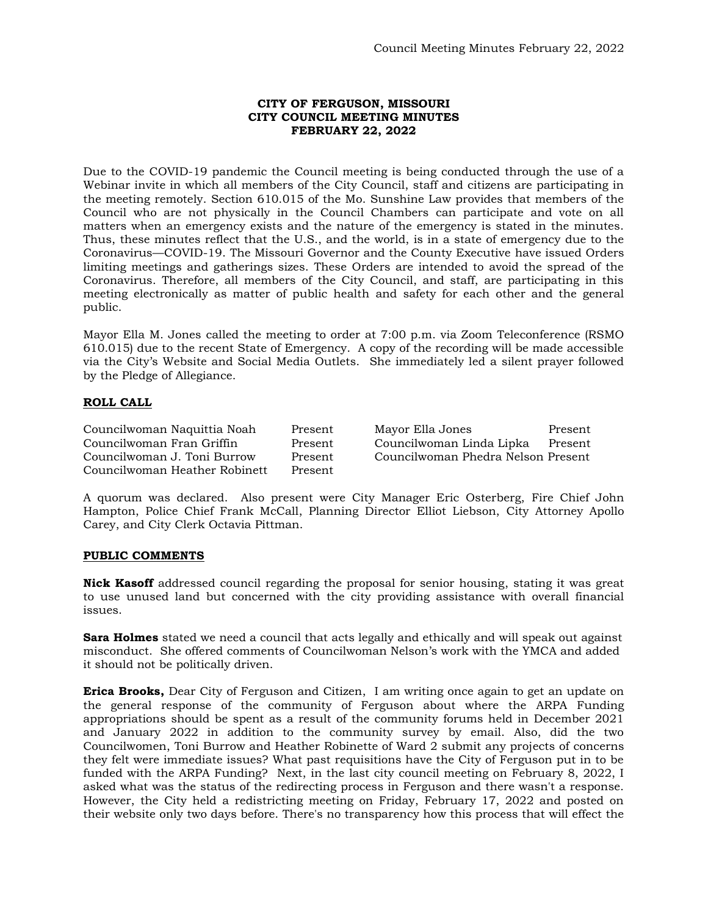**CITY OF FERGUSON, MISSOURI**
**CITY COUNCIL MEETING MINUTES**
**FEBRUARY 22, 2022**

Due to the COVID-19 pandemic the Council meeting is being conducted through the use of a Webinar invite in which all members of the City Council, staff and citizens are participating in the meeting remotely. Section 610.015 of the Mo. Sunshine Law provides that members of the Council who are not physically in the Council Chambers can participate and vote on all matters when an emergency exists and the nature of the emergency is stated in the minutes. Thus, these minutes reflect that the U.S., and the world, is in a state of emergency due to the Coronavirus—COVID-19. The Missouri Governor and the County Executive have issued Orders limiting meetings and gatherings sizes. These Orders are intended to avoid the spread of the Coronavirus. Therefore, all members of the City Council, and staff, are participating in this meeting electronically as matter of public health and safety for each other and the general public.

Mayor Ella M. Jones called the meeting to order at 7:00 p.m. via Zoom Teleconference (RSMO 610.015) due to the recent State of Emergency. A copy of the recording will be made accessible via the City's Website and Social Media Outlets. She immediately led a silent prayer followed by the Pledge of Allegiance.

**ROLL CALL**

| | | | |
|---|---|---|---|
| Councilwoman Naquittia Noah | Present | Mayor Ella Jones | Present |
| Councilwoman Fran Griffin | Present | Councilwoman Linda Lipka | Present |
| Councilwoman J. Toni Burrow | Present | Councilwoman Phedra Nelson | Present |
| Councilwoman Heather Robinett | Present | | |

A quorum was declared. Also present were City Manager Eric Osterberg, Fire Chief John Hampton, Police Chief Frank McCall, Planning Director Elliot Liebson, City Attorney Apollo Carey, and City Clerk Octavia Pittman.

**PUBLIC COMMENTS**

**Nick Kasoff** addressed council regarding the proposal for senior housing, stating it was great to use unused land but concerned with the city providing assistance with overall financial issues.

**Sara Holmes** stated we need a council that acts legally and ethically and will speak out against misconduct. She offered comments of Councilwoman Nelson's work with the YMCA and added it should not be politically driven.

**Erica Brooks,** Dear City of Ferguson and Citizen, I am writing once again to get an update on the general response of the community of Ferguson about where the ARPA Funding appropriations should be spent as a result of the community forums held in December 2021 and January 2022 in addition to the community survey by email. Also, did the two Councilwomen, Toni Burrow and Heather Robinette of Ward 2 submit any projects of concerns they felt were immediate issues? What past requisitions have the City of Ferguson put in to be funded with the ARPA Funding? Next, in the last city council meeting on February 8, 2022, I asked what was the status of the redirecting process in Ferguson and there wasn't a response. However, the City held a redistricting meeting on Friday, February 17, 2022 and posted on their website only two days before. There's no transparency how this process that will effect the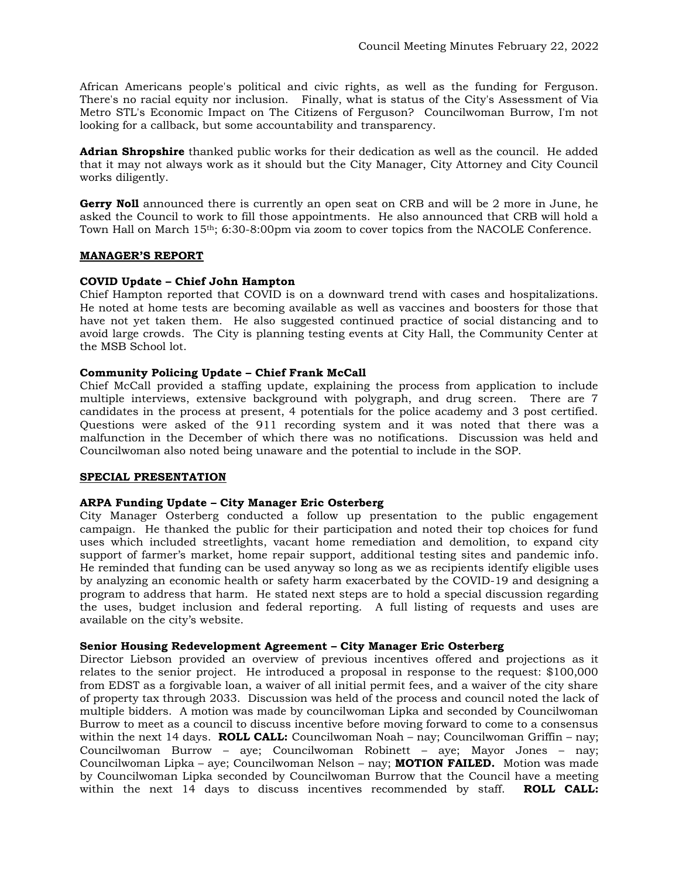African Americans people's political and civic rights, as well as the funding for Ferguson. There's no racial equity nor inclusion. Finally, what is status of the City's Assessment of Via Metro STL's Economic Impact on The Citizens of Ferguson? Councilwoman Burrow, I'm not looking for a callback, but some accountability and transparency.

**Adrian Shropshire** thanked public works for their dedication as well as the council. He added that it may not always work as it should but the City Manager, City Attorney and City Council works diligently.

**Gerry Noll** announced there is currently an open seat on CRB and will be 2 more in June, he asked the Council to work to fill those appointments. He also announced that CRB will hold a Town Hall on March 15th; 6:30-8:00pm via zoom to cover topics from the NACOLE Conference.

**MANAGER'S REPORT**

**COVID Update – Chief John Hampton**
Chief Hampton reported that COVID is on a downward trend with cases and hospitalizations. He noted at home tests are becoming available as well as vaccines and boosters for those that have not yet taken them. He also suggested continued practice of social distancing and to avoid large crowds. The City is planning testing events at City Hall, the Community Center at the MSB School lot.

**Community Policing Update – Chief Frank McCall**
Chief McCall provided a staffing update, explaining the process from application to include multiple interviews, extensive background with polygraph, and drug screen. There are 7 candidates in the process at present, 4 potentials for the police academy and 3 post certified. Questions were asked of the 911 recording system and it was noted that there was a malfunction in the December of which there was no notifications. Discussion was held and Councilwoman also noted being unaware and the potential to include in the SOP.

**SPECIAL PRESENTATION**

**ARPA Funding Update – City Manager Eric Osterberg**
City Manager Osterberg conducted a follow up presentation to the public engagement campaign. He thanked the public for their participation and noted their top choices for fund uses which included streetlights, vacant home remediation and demolition, to expand city support of farmer's market, home repair support, additional testing sites and pandemic info. He reminded that funding can be used anyway so long as we as recipients identify eligible uses by analyzing an economic health or safety harm exacerbated by the COVID-19 and designing a program to address that harm. He stated next steps are to hold a special discussion regarding the uses, budget inclusion and federal reporting. A full listing of requests and uses are available on the city's website.

**Senior Housing Redevelopment Agreement – City Manager Eric Osterberg**
Director Liebson provided an overview of previous incentives offered and projections as it relates to the senior project. He introduced a proposal in response to the request: $100,000 from EDST as a forgivable loan, a waiver of all initial permit fees, and a waiver of the city share of property tax through 2033. Discussion was held of the process and council noted the lack of multiple bidders. A motion was made by councilwoman Lipka and seconded by Councilwoman Burrow to meet as a council to discuss incentive before moving forward to come to a consensus within the next 14 days. **ROLL CALL:** Councilwoman Noah – nay; Councilwoman Griffin – nay; Councilwoman Burrow – aye; Councilwoman Robinett – aye; Mayor Jones – nay; Councilwoman Lipka – aye; Councilwoman Nelson – nay; **MOTION FAILED.** Motion was made by Councilwoman Lipka seconded by Councilwoman Burrow that the Council have a meeting within the next 14 days to discuss incentives recommended by staff. **ROLL CALL:**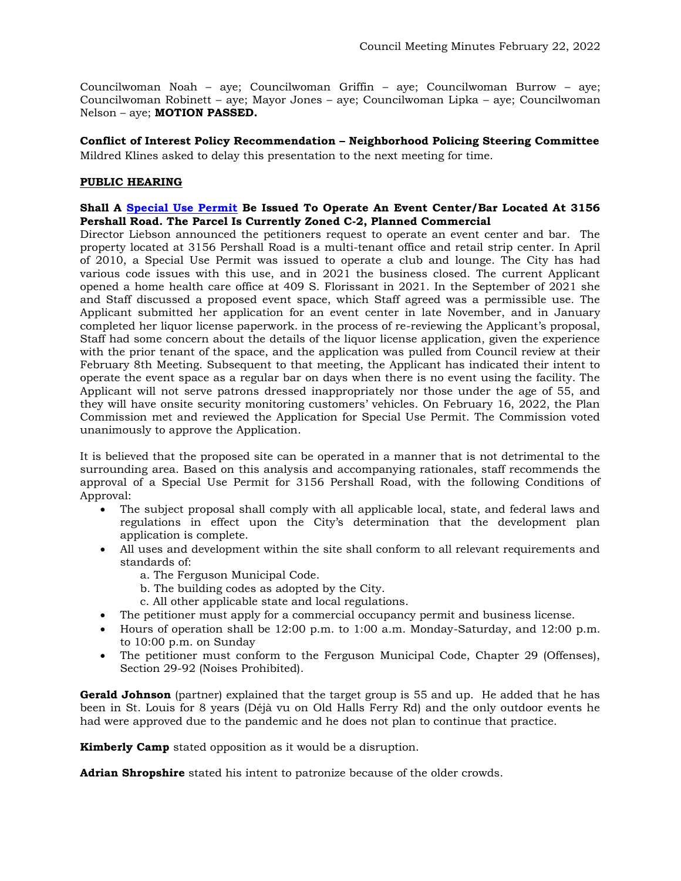Councilwoman Noah – aye; Councilwoman Griffin – aye; Councilwoman Burrow – aye; Councilwoman Robinett – aye; Mayor Jones – aye; Councilwoman Lipka – aye; Councilwoman Nelson – aye; **MOTION PASSED.**

**Conflict of Interest Policy Recommendation – Neighborhood Policing Steering Committee**
Mildred Klines asked to delay this presentation to the next meeting for time.

**PUBLIC HEARING**

**Shall A Special Use Permit Be Issued To Operate An Event Center/Bar Located At 3156 Pershall Road. The Parcel Is Currently Zoned C-2, Planned Commercial**
Director Liebson announced the petitioners request to operate an event center and bar. The property located at 3156 Pershall Road is a multi-tenant office and retail strip center. In April of 2010, a Special Use Permit was issued to operate a club and lounge. The City has had various code issues with this use, and in 2021 the business closed. The current Applicant opened a home health care office at 409 S. Florissant in 2021. In the September of 2021 she and Staff discussed a proposed event space, which Staff agreed was a permissible use. The Applicant submitted her application for an event center in late November, and in January completed her liquor license paperwork. in the process of re-reviewing the Applicant's proposal, Staff had some concern about the details of the liquor license application, given the experience with the prior tenant of the space, and the application was pulled from Council review at their February 8th Meeting. Subsequent to that meeting, the Applicant has indicated their intent to operate the event space as a regular bar on days when there is no event using the facility. The Applicant will not serve patrons dressed inappropriately nor those under the age of 55, and they will have onsite security monitoring customers' vehicles. On February 16, 2022, the Plan Commission met and reviewed the Application for Special Use Permit. The Commission voted unanimously to approve the Application.

It is believed that the proposed site can be operated in a manner that is not detrimental to the surrounding area. Based on this analysis and accompanying rationales, staff recommends the approval of a Special Use Permit for 3156 Pershall Road, with the following Conditions of Approval:

- The subject proposal shall comply with all applicable local, state, and federal laws and regulations in effect upon the City's determination that the development plan application is complete.
- All uses and development within the site shall conform to all relevant requirements and standards of:
  a. The Ferguson Municipal Code.
  b. The building codes as adopted by the City.
  c. All other applicable state and local regulations.
- The petitioner must apply for a commercial occupancy permit and business license.
- Hours of operation shall be 12:00 p.m. to 1:00 a.m. Monday-Saturday, and 12:00 p.m. to 10:00 p.m. on Sunday
- The petitioner must conform to the Ferguson Municipal Code, Chapter 29 (Offenses), Section 29-92 (Noises Prohibited).

**Gerald Johnson** (partner) explained that the target group is 55 and up. He added that he has been in St. Louis for 8 years (Déjà vu on Old Halls Ferry Rd) and the only outdoor events he had were approved due to the pandemic and he does not plan to continue that practice.

**Kimberly Camp** stated opposition as it would be a disruption.

**Adrian Shropshire** stated his intent to patronize because of the older crowds.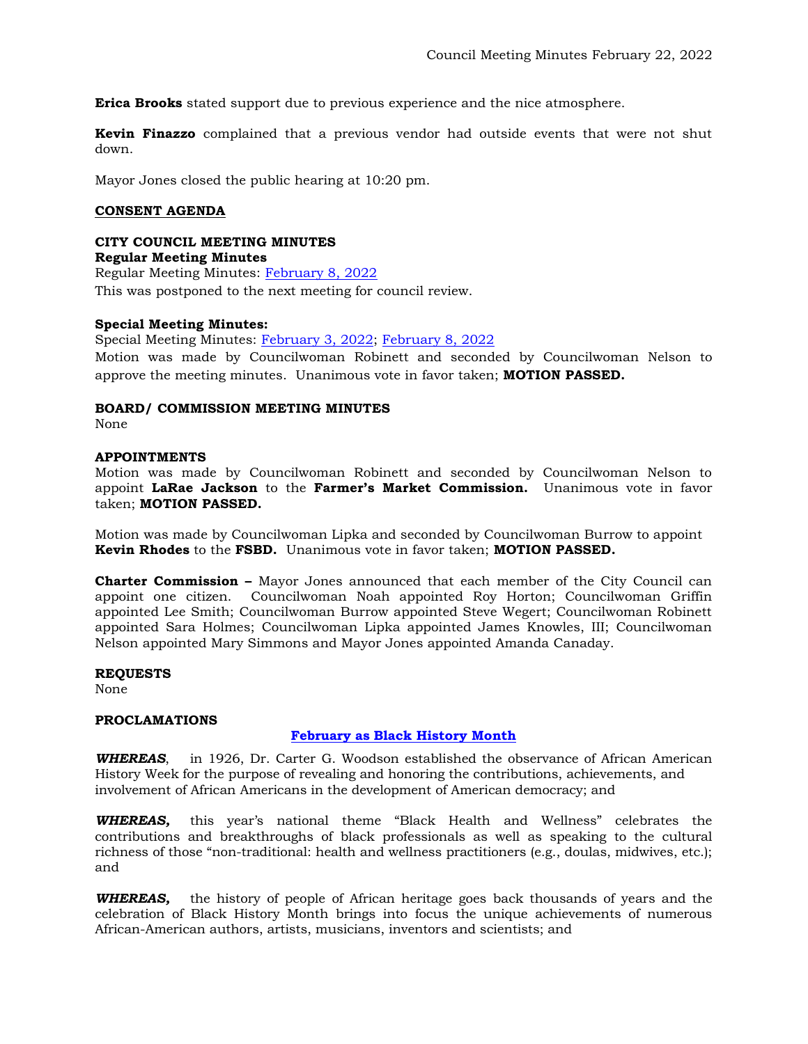**Erica Brooks** stated support due to previous experience and the nice atmosphere.

**Kevin Finazzo** complained that a previous vendor had outside events that were not shut down.

Mayor Jones closed the public hearing at 10:20 pm.

**CONSENT AGENDA**

**CITY COUNCIL MEETING MINUTES**

**Regular Meeting Minutes**

Regular Meeting Minutes: February 8, 2022

This was postponed to the next meeting for council review.

**Special Meeting Minutes:**

Special Meeting Minutes: February 3, 2022; February 8, 2022

Motion was made by Councilwoman Robinett and seconded by Councilwoman Nelson to approve the meeting minutes. Unanimous vote in favor taken; **MOTION PASSED.**

**BOARD/ COMMISSION MEETING MINUTES**

None

**APPOINTMENTS**

Motion was made by Councilwoman Robinett and seconded by Councilwoman Nelson to appoint **LaRae Jackson** to the **Farmer's Market Commission.** Unanimous vote in favor taken; **MOTION PASSED.**

Motion was made by Councilwoman Lipka and seconded by Councilwoman Burrow to appoint **Kevin Rhodes** to the **FSBD.** Unanimous vote in favor taken; **MOTION PASSED.**

**Charter Commission –** Mayor Jones announced that each member of the City Council can appoint one citizen. Councilwoman Noah appointed Roy Horton; Councilwoman Griffin appointed Lee Smith; Councilwoman Burrow appointed Steve Wegert; Councilwoman Robinett appointed Sara Holmes; Councilwoman Lipka appointed James Knowles, III; Councilwoman Nelson appointed Mary Simmons and Mayor Jones appointed Amanda Canaday.

**REQUESTS**

None

**PROCLAMATIONS**

**February as Black History Month**

***WHEREAS***, in 1926, Dr. Carter G. Woodson established the observance of African American History Week for the purpose of revealing and honoring the contributions, achievements, and involvement of African Americans in the development of American democracy; and

***WHEREAS,*** this year's national theme "Black Health and Wellness" celebrates the contributions and breakthroughs of black professionals as well as speaking to the cultural richness of those "non-traditional: health and wellness practitioners (e.g., doulas, midwives, etc.); and

***WHEREAS,*** the history of people of African heritage goes back thousands of years and the celebration of Black History Month brings into focus the unique achievements of numerous African-American authors, artists, musicians, inventors and scientists; and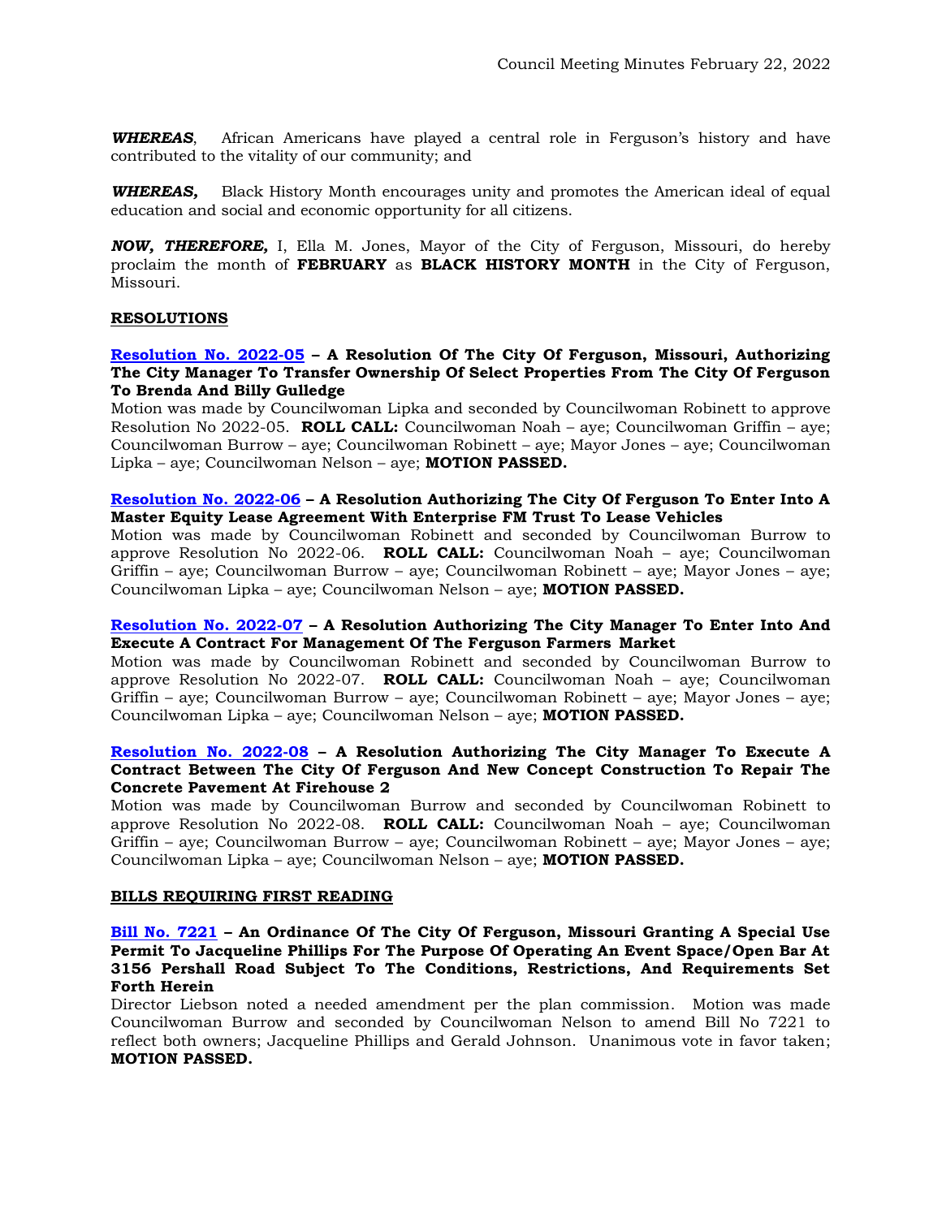***WHEREAS***, African Americans have played a central role in Ferguson's history and have contributed to the vitality of our community; and

***WHEREAS,*** Black History Month encourages unity and promotes the American ideal of equal education and social and economic opportunity for all citizens.

***NOW, THEREFORE,*** I, Ella M. Jones, Mayor of the City of Ferguson, Missouri, do hereby proclaim the month of **FEBRUARY** as **BLACK HISTORY MONTH** in the City of Ferguson, Missouri.

**RESOLUTIONS**

**Resolution No. 2022-05 – A Resolution Of The City Of Ferguson, Missouri, Authorizing The City Manager To Transfer Ownership Of Select Properties From The City Of Ferguson To Brenda And Billy Gulledge**
Motion was made by Councilwoman Lipka and seconded by Councilwoman Robinett to approve Resolution No 2022-05. **ROLL CALL:** Councilwoman Noah – aye; Councilwoman Griffin – aye; Councilwoman Burrow – aye; Councilwoman Robinett – aye; Mayor Jones – aye; Councilwoman Lipka – aye; Councilwoman Nelson – aye; **MOTION PASSED.**

**Resolution No. 2022-06 – A Resolution Authorizing The City Of Ferguson To Enter Into A Master Equity Lease Agreement With Enterprise FM Trust To Lease Vehicles**
Motion was made by Councilwoman Robinett and seconded by Councilwoman Burrow to approve Resolution No 2022-06. **ROLL CALL:** Councilwoman Noah – aye; Councilwoman Griffin – aye; Councilwoman Burrow – aye; Councilwoman Robinett – aye; Mayor Jones – aye; Councilwoman Lipka – aye; Councilwoman Nelson – aye; **MOTION PASSED.**

**Resolution No. 2022-07 – A Resolution Authorizing The City Manager To Enter Into And Execute A Contract For Management Of The Ferguson Farmers Market**
Motion was made by Councilwoman Robinett and seconded by Councilwoman Burrow to approve Resolution No 2022-07. **ROLL CALL:** Councilwoman Noah – aye; Councilwoman Griffin – aye; Councilwoman Burrow – aye; Councilwoman Robinett – aye; Mayor Jones – aye; Councilwoman Lipka – aye; Councilwoman Nelson – aye; **MOTION PASSED.**

**Resolution No. 2022-08 – A Resolution Authorizing The City Manager To Execute A Contract Between The City Of Ferguson And New Concept Construction To Repair The Concrete Pavement At Firehouse 2**
Motion was made by Councilwoman Burrow and seconded by Councilwoman Robinett to approve Resolution No 2022-08. **ROLL CALL:** Councilwoman Noah – aye; Councilwoman Griffin – aye; Councilwoman Burrow – aye; Councilwoman Robinett – aye; Mayor Jones – aye; Councilwoman Lipka – aye; Councilwoman Nelson – aye; **MOTION PASSED.**

**BILLS REQUIRING FIRST READING**

**Bill No. 7221 – An Ordinance Of The City Of Ferguson, Missouri Granting A Special Use Permit To Jacqueline Phillips For The Purpose Of Operating An Event Space/Open Bar At 3156 Pershall Road Subject To The Conditions, Restrictions, And Requirements Set Forth Herein**
Director Liebson noted a needed amendment per the plan commission. Motion was made Councilwoman Burrow and seconded by Councilwoman Nelson to amend Bill No 7221 to reflect both owners; Jacqueline Phillips and Gerald Johnson. Unanimous vote in favor taken; **MOTION PASSED.**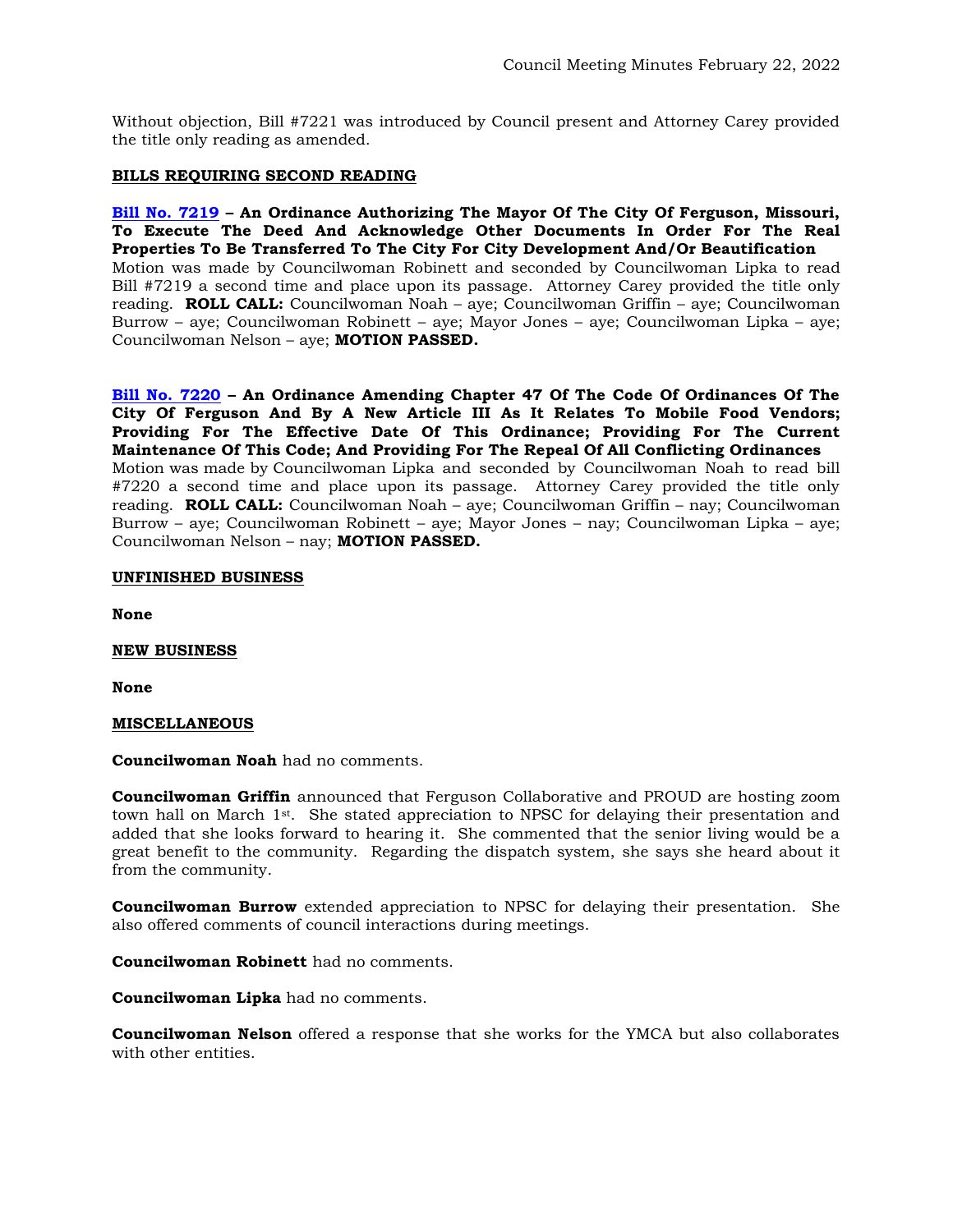Without objection, Bill #7221 was introduced by Council present and Attorney Carey provided the title only reading as amended.

**BILLS REQUIRING SECOND READING**

**Bill No. 7219 – An Ordinance Authorizing The Mayor Of The City Of Ferguson, Missouri, To Execute The Deed And Acknowledge Other Documents In Order For The Real Properties To Be Transferred To The City For City Development And/Or Beautification**
Motion was made by Councilwoman Robinett and seconded by Councilwoman Lipka to read Bill #7219 a second time and place upon its passage. Attorney Carey provided the title only reading. **ROLL CALL:** Councilwoman Noah – aye; Councilwoman Griffin – aye; Councilwoman Burrow – aye; Councilwoman Robinett – aye; Mayor Jones – aye; Councilwoman Lipka – aye; Councilwoman Nelson – aye; **MOTION PASSED.**

**Bill No. 7220 – An Ordinance Amending Chapter 47 Of The Code Of Ordinances Of The City Of Ferguson And By A New Article III As It Relates To Mobile Food Vendors; Providing For The Effective Date Of This Ordinance; Providing For The Current Maintenance Of This Code; And Providing For The Repeal Of All Conflicting Ordinances**
Motion was made by Councilwoman Lipka and seconded by Councilwoman Noah to read bill #7220 a second time and place upon its passage. Attorney Carey provided the title only reading. **ROLL CALL:** Councilwoman Noah – aye; Councilwoman Griffin – nay; Councilwoman Burrow – aye; Councilwoman Robinett – aye; Mayor Jones – nay; Councilwoman Lipka – aye; Councilwoman Nelson – nay; **MOTION PASSED.**

**UNFINISHED BUSINESS**

**None**

**NEW BUSINESS**

**None**

**MISCELLANEOUS**

**Councilwoman Noah** had no comments.

**Councilwoman Griffin** announced that Ferguson Collaborative and PROUD are hosting zoom town hall on March 1st. She stated appreciation to NPSC for delaying their presentation and added that she looks forward to hearing it. She commented that the senior living would be a great benefit to the community. Regarding the dispatch system, she says she heard about it from the community.

**Councilwoman Burrow** extended appreciation to NPSC for delaying their presentation. She also offered comments of council interactions during meetings.

**Councilwoman Robinett** had no comments.

**Councilwoman Lipka** had no comments.

**Councilwoman Nelson** offered a response that she works for the YMCA but also collaborates with other entities.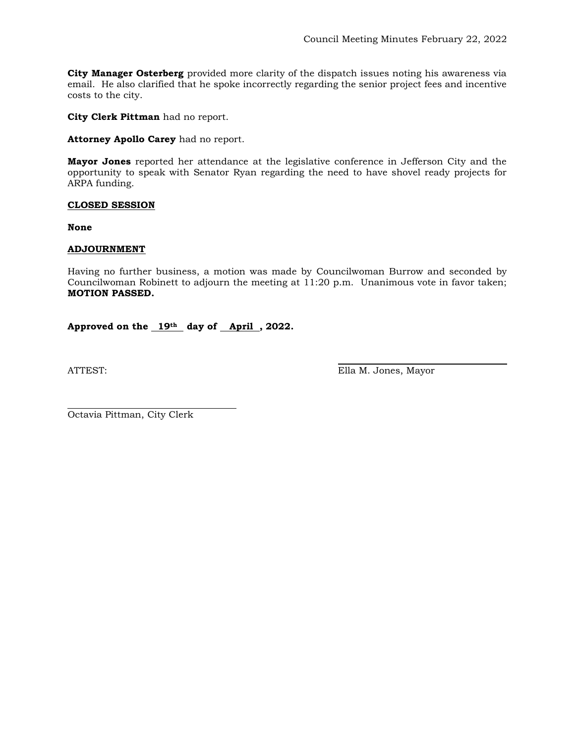**City Manager Osterberg** provided more clarity of the dispatch issues noting his awareness via email. He also clarified that he spoke incorrectly regarding the senior project fees and incentive costs to the city.

**City Clerk Pittman** had no report.

**Attorney Apollo Carey** had no report.

**Mayor Jones** reported her attendance at the legislative conference in Jefferson City and the opportunity to speak with Senator Ryan regarding the need to have shovel ready projects for ARPA funding.

**CLOSED SESSION**

**None**

**ADJOURNMENT**

Having no further business, a motion was made by Councilwoman Burrow and seconded by Councilwoman Robinett to adjourn the meeting at 11:20 p.m. Unanimous vote in favor taken; **MOTION PASSED.**

**Approved on the 19th day of April, 2022.**

ATTEST:

Ella M. Jones, Mayor

Octavia Pittman, City Clerk